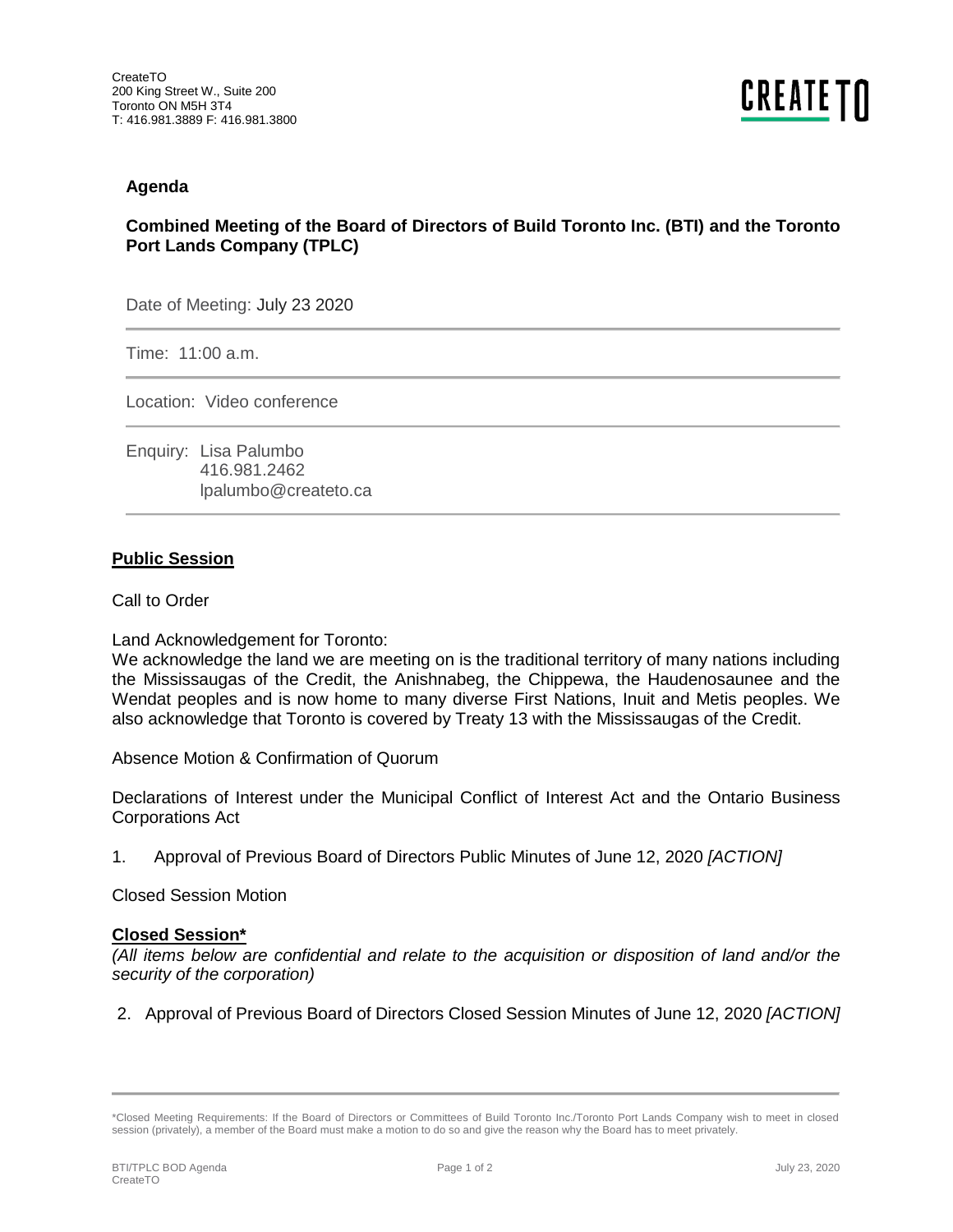CreateTO
200 King Street W., Suite 200
Toronto ON M5H 3T4
T: 416.981.3889 F: 416.981.3800

CREATE TO

## Agenda

### Combined Meeting of the Board of Directors of Build Toronto Inc. (BTI) and the Toronto Port Lands Company (TPLC)

Date of Meeting: July 23 2020

Time: 11:00 a.m.

Location: Video conference

Enquiry: Lisa Palumbo
416.981.2462
lpalumbo@createto.ca

**Public Session**

Call to Order

Land Acknowledgement for Toronto:
We acknowledge the land we are meeting on is the traditional territory of many nations including the Mississaugas of the Credit, the Anishnabeg, the Chippewa, the Haudenosaunee and the Wendat peoples and is now home to many diverse First Nations, Inuit and Metis peoples. We also acknowledge that Toronto is covered by Treaty 13 with the Mississaugas of the Credit.

Absence Motion & Confirmation of Quorum

Declarations of Interest under the Municipal Conflict of Interest Act and the Ontario Business Corporations Act

1. Approval of Previous Board of Directors Public Minutes of June 12, 2020 *[ACTION]*

Closed Session Motion

**Closed Session***
*(All items below are confidential and relate to the acquisition or disposition of land and/or the security of the corporation)*

2. Approval of Previous Board of Directors Closed Session Minutes of June 12, 2020 *[ACTION]*

*Closed Meeting Requirements: If the Board of Directors or Committees of Build Toronto Inc./Toronto Port Lands Company wish to meet in closed session (privately), a member of the Board must make a motion to do so and give the reason why the Board has to meet privately.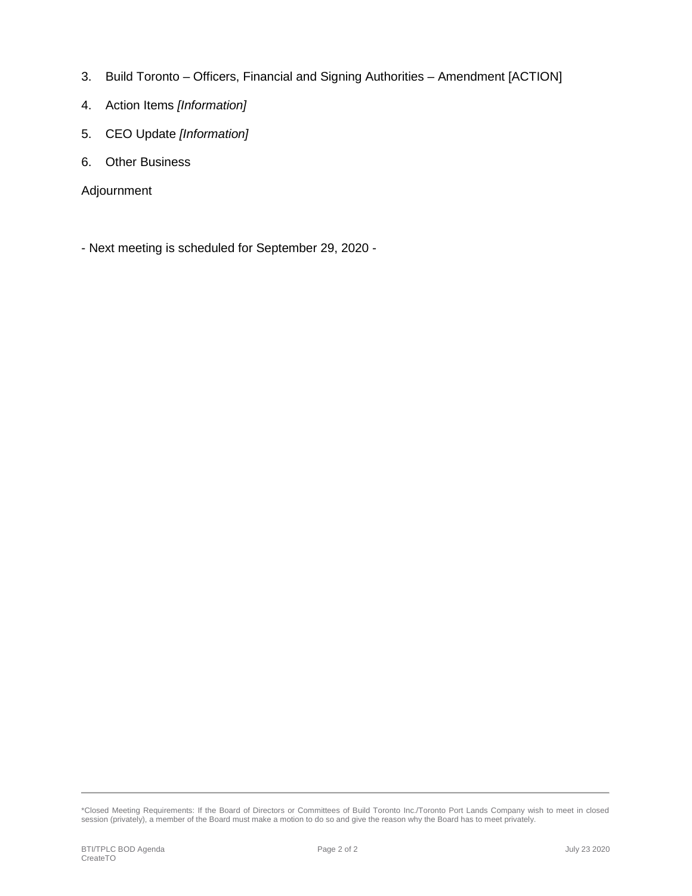3. Build Toronto – Officers, Financial and Signing Authorities – Amendment [ACTION]

4. Action Items *[Information]*

5. CEO Update *[Information]*

6. Other Business

Adjournment

- Next meeting is scheduled for September 29, 2020 -

---

*Closed Meeting Requirements: If the Board of Directors or Committees of Build Toronto Inc./Toronto Port Lands Company wish to meet in closed session (privately), a member of the Board must make a motion to do so and give the reason why the Board has to meet privately.